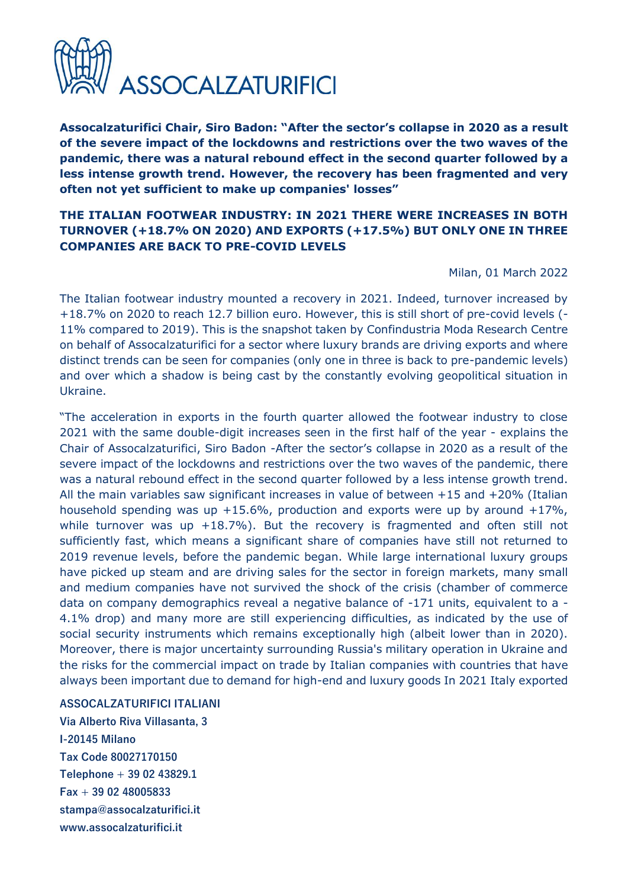# ASSOCALZATURIFICI

**Assocalzaturifici Chair, Siro Badon: "After the sector's collapse in 2020 as a result of the severe impact of the lockdowns and restrictions over the two waves of the pandemic, there was a natural rebound effect in the second quarter followed by a less intense growth trend. However, the recovery has been fragmented and very often not yet sufficient to make up companies' losses"**

**THE ITALIAN FOOTWEAR INDUSTRY: IN 2021 THERE WERE INCREASES IN BOTH TURNOVER (+18.7% ON 2020) AND EXPORTS (+17.5%) BUT ONLY ONE IN THREE COMPANIES ARE BACK TO PRE-COVID LEVELS**

Milan, 01 March 2022

The Italian footwear industry mounted a recovery in 2021. Indeed, turnover increased by +18.7% on 2020 to reach 12.7 billion euro. However, this is still short of pre-covid levels (-11% compared to 2019). This is the snapshot taken by Confindustria Moda Research Centre on behalf of Assocalzaturifici for a sector where luxury brands are driving exports and where distinct trends can be seen for companies (only one in three is back to pre-pandemic levels) and over which a shadow is being cast by the constantly evolving geopolitical situation in Ukraine.

"The acceleration in exports in the fourth quarter allowed the footwear industry to close 2021 with the same double-digit increases seen in the first half of the year - explains the Chair of Assocalzaturifici, Siro Badon -After the sector's collapse in 2020 as a result of the severe impact of the lockdowns and restrictions over the two waves of the pandemic, there was a natural rebound effect in the second quarter followed by a less intense growth trend. All the main variables saw significant increases in value of between +15 and +20% (Italian household spending was up +15.6%, production and exports were up by around +17%, while turnover was up +18.7%). But the recovery is fragmented and often still not sufficiently fast, which means a significant share of companies have still not returned to 2019 revenue levels, before the pandemic began. While large international luxury groups have picked up steam and are driving sales for the sector in foreign markets, many small and medium companies have not survived the shock of the crisis (chamber of commerce data on company demographics reveal a negative balance of -171 units, equivalent to a -4.1% drop) and many more are still experiencing difficulties, as indicated by the use of social security instruments which remains exceptionally high (albeit lower than in 2020). Moreover, there is major uncertainty surrounding Russia's military operation in Ukraine and the risks for the commercial impact on trade by Italian companies with countries that have always been important due to demand for high-end and luxury goods In 2021 Italy exported

**ASSOCALZATURIFICI ITALIANI**
**Via Alberto Riva Villasanta, 3**
**I-20145 Milano**
**Tax Code 80027170150**
**Telephone + 39 02 43829.1**
**Fax + 39 02 48005833**
**stampa@assocalzaturifici.it**
**www.assocalzaturifici.it**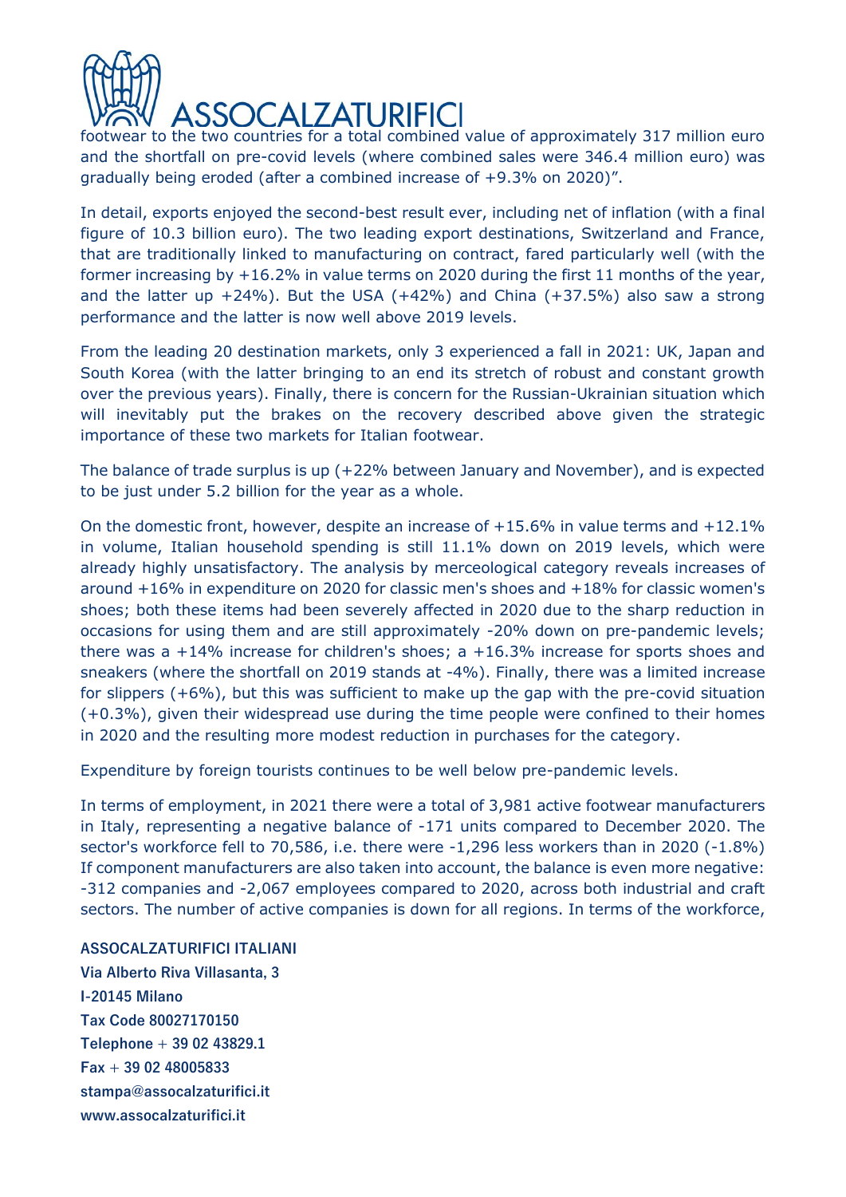footwear to the two countries for a total combined value of approximately 317 million euro and the shortfall on pre-covid levels (where combined sales were 346.4 million euro) was gradually being eroded (after a combined increase of +9.3% on 2020)".

In detail, exports enjoyed the second-best result ever, including net of inflation (with a final figure of 10.3 billion euro). The two leading export destinations, Switzerland and France, that are traditionally linked to manufacturing on contract, fared particularly well (with the former increasing by +16.2% in value terms on 2020 during the first 11 months of the year, and the latter up +24%). But the USA (+42%) and China (+37.5%) also saw a strong performance and the latter is now well above 2019 levels.

From the leading 20 destination markets, only 3 experienced a fall in 2021: UK, Japan and South Korea (with the latter bringing to an end its stretch of robust and constant growth over the previous years). Finally, there is concern for the Russian-Ukrainian situation which will inevitably put the brakes on the recovery described above given the strategic importance of these two markets for Italian footwear.

The balance of trade surplus is up (+22% between January and November), and is expected to be just under 5.2 billion for the year as a whole.

On the domestic front, however, despite an increase of +15.6% in value terms and +12.1% in volume, Italian household spending is still 11.1% down on 2019 levels, which were already highly unsatisfactory. The analysis by merceological category reveals increases of around +16% in expenditure on 2020 for classic men's shoes and +18% for classic women's shoes; both these items had been severely affected in 2020 due to the sharp reduction in occasions for using them and are still approximately -20% down on pre-pandemic levels; there was a +14% increase for children's shoes; a +16.3% increase for sports shoes and sneakers (where the shortfall on 2019 stands at -4%). Finally, there was a limited increase for slippers (+6%), but this was sufficient to make up the gap with the pre-covid situation (+0.3%), given their widespread use during the time people were confined to their homes in 2020 and the resulting more modest reduction in purchases for the category.

Expenditure by foreign tourists continues to be well below pre-pandemic levels.

In terms of employment, in 2021 there were a total of 3,981 active footwear manufacturers in Italy, representing a negative balance of -171 units compared to December 2020. The sector's workforce fell to 70,586, i.e. there were -1,296 less workers than in 2020 (-1.8%) If component manufacturers are also taken into account, the balance is even more negative: -312 companies and -2,067 employees compared to 2020, across both industrial and craft sectors. The number of active companies is down for all regions. In terms of the workforce,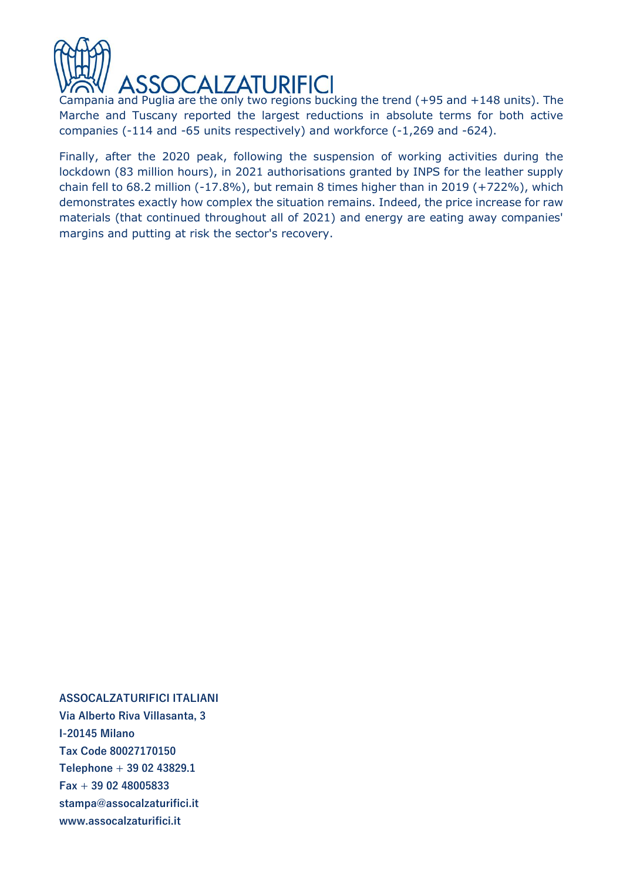Campania and Puglia are the only two regions bucking the trend (+95 and +148 units). The Marche and Tuscany reported the largest reductions in absolute terms for both active companies (-114 and -65 units respectively) and workforce (-1,269 and -624).

Finally, after the 2020 peak, following the suspension of working activities during the lockdown (83 million hours), in 2021 authorisations granted by INPS for the leather supply chain fell to 68.2 million (-17.8%), but remain 8 times higher than in 2019 (+722%), which demonstrates exactly how complex the situation remains. Indeed, the price increase for raw materials (that continued throughout all of 2021) and energy are eating away companies' margins and putting at risk the sector's recovery.

**ASSOCALZATURIFICI ITALIANI**
**Via Alberto Riva Villasanta, 3**
**I-20145 Milano**
**Tax Code 80027170150**
**Telephone + 39 02 43829.1**
**Fax + 39 02 48005833**
**stampa@assocalzaturifici.it**
**www.assocalzaturifici.it**